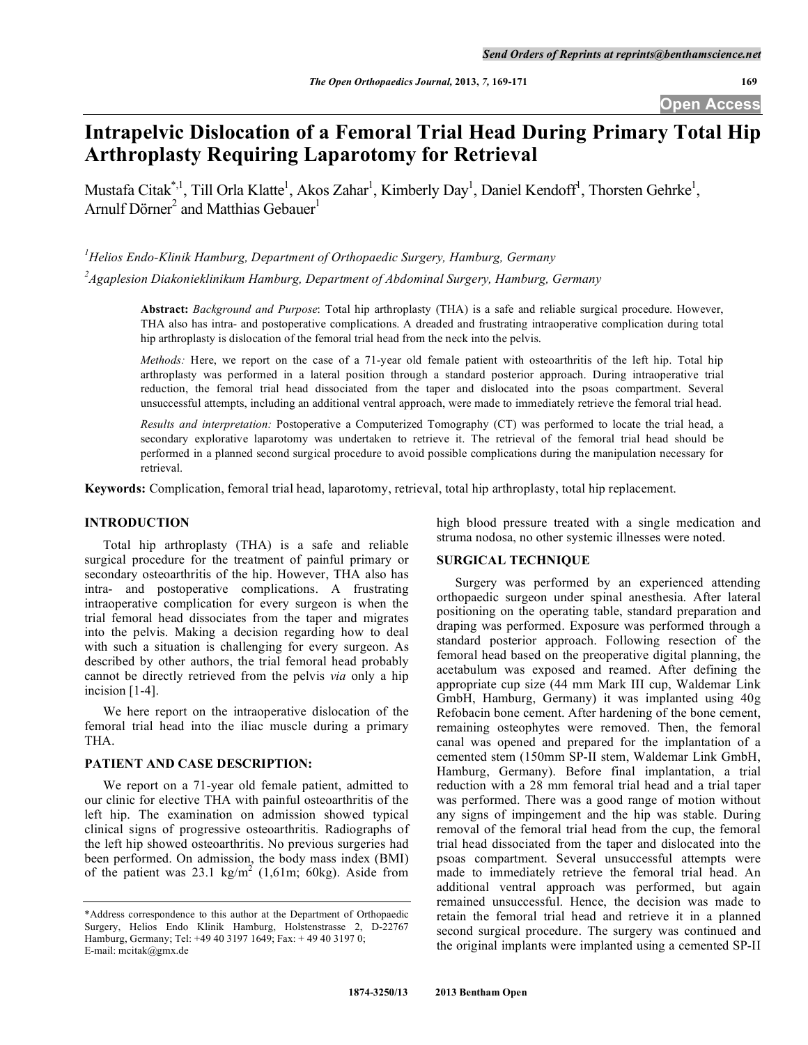# Intrapelvic Dislocation of a Femoral Trial Head During Primary Total Hip Arthroplasty Requiring Laparotomy for Retrieval

Mustafa Citak[*,1], Till Orla Klatte[1], Akos Zahar[1], Kimberly Day[1], Daniel Kendoff[1], Thorsten Gehrke[1], Arnulf Dörner[2] and Matthias Gebauer[1]

[1]*Helios Endo-Klinik Hamburg, Department of Orthopaedic Surgery, Hamburg, Germany*

[2]*Agaplesion Diakonieklinikum Hamburg, Department of Abdominal Surgery, Hamburg, Germany*

**Abstract:** *Background and Purpose*: Total hip arthroplasty (THA) is a safe and reliable surgical procedure. However, THA also has intra- and postoperative complications. A dreaded and frustrating intraoperative complication during total hip arthroplasty is dislocation of the femoral trial head from the neck into the pelvis.

*Methods:* Here, we report on the case of a 71-year old female patient with osteoarthritis of the left hip. Total hip arthroplasty was performed in a lateral position through a standard posterior approach. During intraoperative trial reduction, the femoral trial head dissociated from the taper and dislocated into the psoas compartment. Several unsuccessful attempts, including an additional ventral approach, were made to immediately retrieve the femoral trial head.

*Results and interpretation:* Postoperative a Computerized Tomography (CT) was performed to locate the trial head, a secondary explorative laparotomy was undertaken to retrieve it. The retrieval of the femoral trial head should be performed in a planned second surgical procedure to avoid possible complications during the manipulation necessary for retrieval.

**Keywords:** Complication, femoral trial head, laparotomy, retrieval, total hip arthroplasty, total hip replacement.

## INTRODUCTION

Total hip arthroplasty (THA) is a safe and reliable surgical procedure for the treatment of painful primary or secondary osteoarthritis of the hip. However, THA also has intra- and postoperative complications. A frustrating intraoperative complication for every surgeon is when the trial femoral head dissociates from the taper and migrates into the pelvis. Making a decision regarding how to deal with such a situation is challenging for every surgeon. As described by other authors, the trial femoral head probably cannot be directly retrieved from the pelvis *via* only a hip incision [1-4].

We here report on the intraoperative dislocation of the femoral trial head into the iliac muscle during a primary THA.

## PATIENT AND CASE DESCRIPTION:

We report on a 71-year old female patient, admitted to our clinic for elective THA with painful osteoarthritis of the left hip. The examination on admission showed typical clinical signs of progressive osteoarthritis. Radiographs of the left hip showed osteoarthritis. No previous surgeries had been performed. On admission, the body mass index (BMI) of the patient was 23.1 kg/m$^2$ (1,61m; 60kg). Aside from high blood pressure treated with a single medication and struma nodosa, no other systemic illnesses were noted.

## SURGICAL TECHNIQUE

Surgery was performed by an experienced attending orthopaedic surgeon under spinal anesthesia. After lateral positioning on the operating table, standard preparation and draping was performed. Exposure was performed through a standard posterior approach. Following resection of the femoral head based on the preoperative digital planning, the acetabulum was exposed and reamed. After defining the appropriate cup size (44 mm Mark III cup, Waldemar Link GmbH, Hamburg, Germany) it was implanted using 40g Refobacin bone cement. After hardening of the bone cement, remaining osteophytes were removed. Then, the femoral canal was opened and prepared for the implantation of a cemented stem (150mm SP-II stem, Waldemar Link GmbH, Hamburg, Germany). Before final implantation, a trial reduction with a 28 mm femoral trial head and a trial taper was performed. There was a good range of motion without any signs of impingement and the hip was stable. During removal of the femoral trial head from the cup, the femoral trial head dissociated from the taper and dislocated into the psoas compartment. Several unsuccessful attempts were made to immediately retrieve the femoral trial head. An additional ventral approach was performed, but again remained unsuccessful. Hence, the decision was made to retain the femoral trial head and retrieve it in a planned second surgical procedure. The surgery was continued and the original implants were implanted using a cemented SP-II

*Address correspondence to this author at the Department of Orthopaedic Surgery, Helios Endo Klinik Hamburg, Holstenstrasse 2, D-22767 Hamburg, Germany; Tel: +49 40 3197 1649; Fax: + 49 40 3197 0; E-mail: mcitak@gmx.de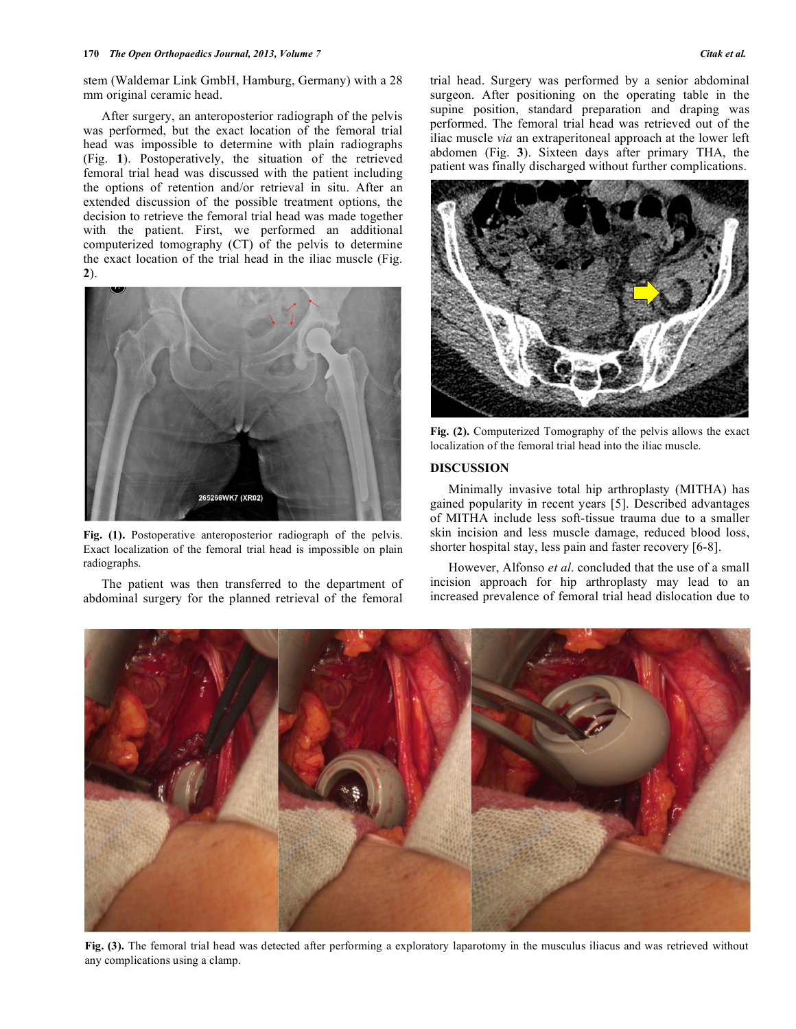stem (Waldemar Link GmbH, Hamburg, Germany) with a 28 mm original ceramic head.

After surgery, an anteroposterior radiograph of the pelvis was performed, but the exact location of the femoral trial head was impossible to determine with plain radiographs (Fig. **1**). Postoperatively, the situation of the retrieved femoral trial head was discussed with the patient including the options of retention and/or retrieval in situ. After an extended discussion of the possible treatment options, the decision to retrieve the femoral trial head was made together with the patient. First, we performed an additional computerized tomography (CT) of the pelvis to determine the exact location of the trial head in the iliac muscle (Fig. **2**).

**Fig. (1).** Postoperative anteroposterior radiograph of the pelvis. Exact localization of the femoral trial head is impossible on plain radiographs.

The patient was then transferred to the department of abdominal surgery for the planned retrieval of the femoral trial head. Surgery was performed by a senior abdominal surgeon. After positioning on the operating table in the supine position, standard preparation and draping was performed. The femoral trial head was retrieved out of the iliac muscle *via* an extraperitoneal approach at the lower left abdomen (Fig. **3**). Sixteen days after primary THA, the patient was finally discharged without further complications.

**Fig. (2).** Computerized Tomography of the pelvis allows the exact localization of the femoral trial head into the iliac muscle.

## DISCUSSION

Minimally invasive total hip arthroplasty (MITHA) has gained popularity in recent years [5]. Described advantages of MITHA include less soft-tissue trauma due to a smaller skin incision and less muscle damage, reduced blood loss, shorter hospital stay, less pain and faster recovery [6-8].

However, Alfonso *et al*. concluded that the use of a small incision approach for hip arthroplasty may lead to an increased prevalence of femoral trial head dislocation due to

**Fig. (3).** The femoral trial head was detected after performing a exploratory laparotomy in the musculus iliacus and was retrieved without any complications using a clamp.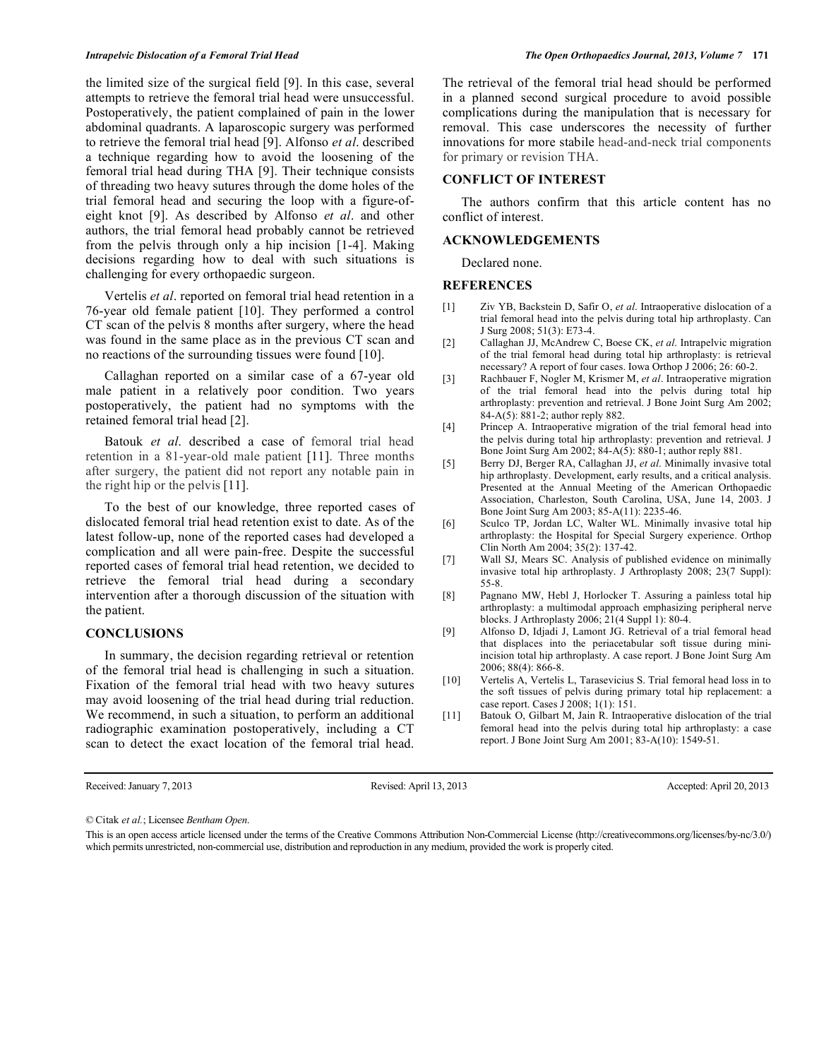the limited size of the surgical field [9]. In this case, several attempts to retrieve the femoral trial head were unsuccessful. Postoperatively, the patient complained of pain in the lower abdominal quadrants. A laparoscopic surgery was performed to retrieve the femoral trial head [9]. Alfonso *et al*. described a technique regarding how to avoid the loosening of the femoral trial head during THA [9]. Their technique consists of threading two heavy sutures through the dome holes of the trial femoral head and securing the loop with a figure-of-eight knot [9]. As described by Alfonso *et al*. and other authors, the trial femoral head probably cannot be retrieved from the pelvis through only a hip incision [1-4]. Making decisions regarding how to deal with such situations is challenging for every orthopaedic surgeon.

Vertelis *et al*. reported on femoral trial head retention in a 76-year old female patient [10]. They performed a control CT scan of the pelvis 8 months after surgery, where the head was found in the same place as in the previous CT scan and no reactions of the surrounding tissues were found [10].

Callaghan reported on a similar case of a 67-year old male patient in a relatively poor condition. Two years postoperatively, the patient had no symptoms with the retained femoral trial head [2].

Batouk *et al*. described a case of femoral trial head retention in a 81-year-old male patient [11]. Three months after surgery, the patient did not report any notable pain in the right hip or the pelvis [11].

To the best of our knowledge, three reported cases of dislocated femoral trial head retention exist to date. As of the latest follow-up, none of the reported cases had developed a complication and all were pain-free. Despite the successful reported cases of femoral trial head retention, we decided to retrieve the femoral trial head during a secondary intervention after a thorough discussion of the situation with the patient.

## CONCLUSIONS

In summary, the decision regarding retrieval or retention of the femoral trial head is challenging in such a situation. Fixation of the femoral trial head with two heavy sutures may avoid loosening of the trial head during trial reduction. We recommend, in such a situation, to perform an additional radiographic examination postoperatively, including a CT scan to detect the exact location of the femoral trial head. The retrieval of the femoral trial head should be performed in a planned second surgical procedure to avoid possible complications during the manipulation that is necessary for removal. This case underscores the necessity of further innovations for more stabile head-and-neck trial components for primary or revision THA.

## CONFLICT OF INTEREST

The authors confirm that this article content has no conflict of interest.

## ACKNOWLEDGEMENTS

Declared none.

## REFERENCES

[1] Ziv YB, Backstein D, Safir O, *et al*. Intraoperative dislocation of a trial femoral head into the pelvis during total hip arthroplasty. Can J Surg 2008; 51(3): E73-4.

[2] Callaghan JJ, McAndrew C, Boese CK, *et al*. Intrapelvic migration of the trial femoral head during total hip arthroplasty: is retrieval necessary? A report of four cases. Iowa Orthop J 2006; 26: 60-2.

[3] Rachbauer F, Nogler M, Krismer M, *et al*. Intraoperative migration of the trial femoral head into the pelvis during total hip arthroplasty: prevention and retrieval. J Bone Joint Surg Am 2002; 84-A(5): 881-2; author reply 882.

[4] Princep A. Intraoperative migration of the trial femoral head into the pelvis during total hip arthroplasty: prevention and retrieval. J Bone Joint Surg Am 2002; 84-A(5): 880-1; author reply 881.

[5] Berry DJ, Berger RA, Callaghan JJ, *et al*. Minimally invasive total hip arthroplasty. Development, early results, and a critical analysis. Presented at the Annual Meeting of the American Orthopaedic Association, Charleston, South Carolina, USA, June 14, 2003. J Bone Joint Surg Am 2003; 85-A(11): 2235-46.

[6] Sculco TP, Jordan LC, Walter WL. Minimally invasive total hip arthroplasty: the Hospital for Special Surgery experience. Orthop Clin North Am 2004; 35(2): 137-42.

[7] Wall SJ, Mears SC. Analysis of published evidence on minimally invasive total hip arthroplasty. J Arthroplasty 2008; 23(7 Suppl): 55-8.

[8] Pagnano MW, Hebl J, Horlocker T. Assuring a painless total hip arthroplasty: a multimodal approach emphasizing peripheral nerve blocks. J Arthroplasty 2006; 21(4 Suppl 1): 80-4.

[9] Alfonso D, Idjadi J, Lamont JG. Retrieval of a trial femoral head that displaces into the periacetabular soft tissue during mini-incision total hip arthroplasty. A case report. J Bone Joint Surg Am 2006; 88(4): 866-8.

[10] Vertelis A, Vertelis L, Tarasevicius S. Trial femoral head loss in to the soft tissues of pelvis during primary total hip replacement: a case report. Cases J 2008; 1(1): 151.

[11] Batouk O, Gilbart M, Jain R. Intraoperative dislocation of the trial femoral head into the pelvis during total hip arthroplasty: a case report. J Bone Joint Surg Am 2001; 83-A(10): 1549-51.

Received: January 7, 2013 Revised: April 13, 2013 Accepted: April 20, 2013

© Citak *et al*.; Licensee *Bentham Open*.

This is an open access article licensed under the terms of the Creative Commons Attribution Non-Commercial License (http://creativecommons.org/licenses/by-nc/3.0/) which permits unrestricted, non-commercial use, distribution and reproduction in any medium, provided the work is properly cited.